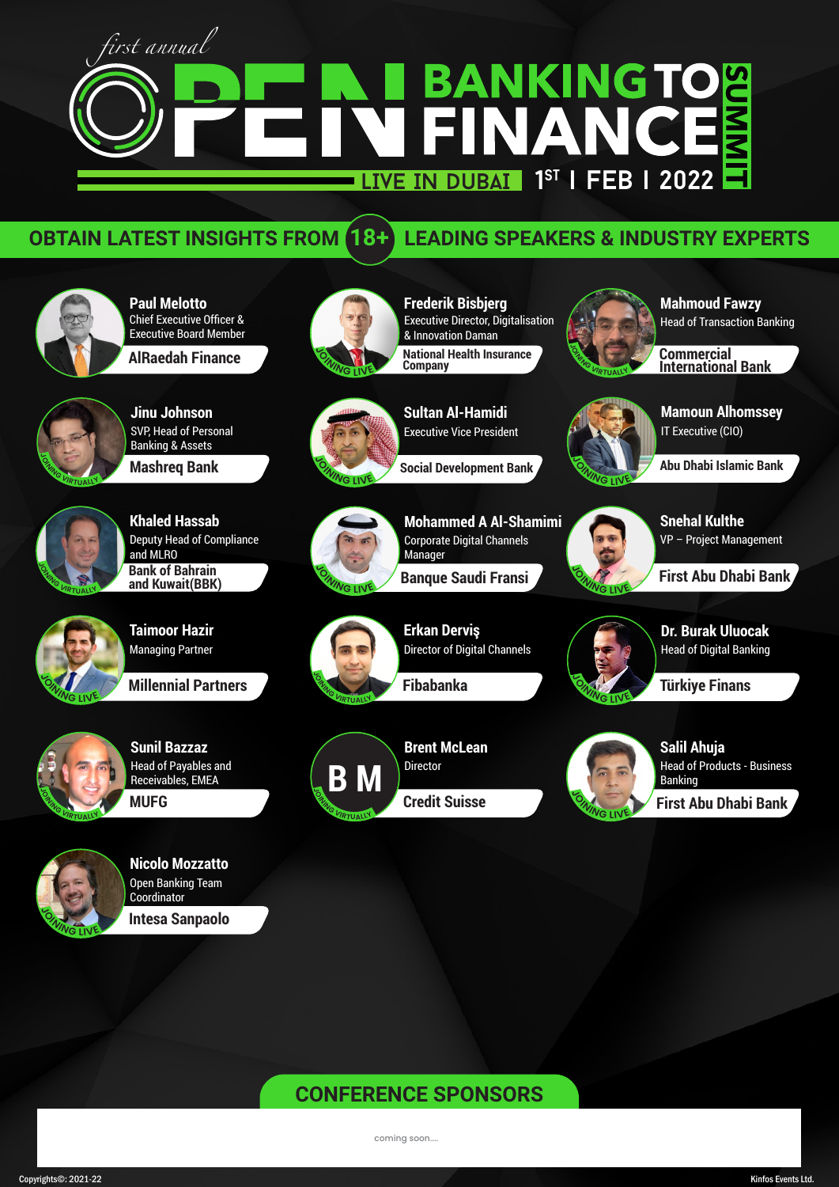*first annual*

# OPEN BANKING TO FINANCE SUMMIT

LIVE IN DUBAI | 1ST | FEB | 2022

## OBTAIN LATEST INSIGHTS FROM 18+ LEADING SPEAKERS & INDUSTRY EXPERTS

**Paul Melotto**
Chief Executive Officer & Executive Board Member
**AlRaedah Finance**

**Frederik Bisbjerg**
Executive Director, Digitalisation & Innovation Daman
**National Health Insurance Company**
JOINING LIVE

**Mahmoud Fawzy**
Head of Transaction Banking
**Commercial International Bank**
JOINING VIRTUALLY

**Jinu Johnson**
SVP, Head of Personal Banking & Assets
**Mashreq Bank**
JOINING VIRTUALLY

**Sultan Al-Hamidi**
Executive Vice President
**Social Development Bank**
JOINING LIVE

**Mamoun Alhomssey**
IT Executive (CIO)
**Abu Dhabi Islamic Bank**
JOINING LIVE

**Khaled Hassab**
Deputy Head of Compliance and MLRO
**Bank of Bahrain and Kuwait(BBK)**
JOINING VIRTUALLY

**Mohammed A Al-Shamimi**
Corporate Digital Channels Manager
**Banque Saudi Fransi**
JOINING LIVE

**Snehal Kulthe**
VP – Project Management
**First Abu Dhabi Bank**
JOINING LIVE

**Taimoor Hazir**
Managing Partner
**Millennial Partners**
JOINING LIVE

**Erkan Derviş**
Director of Digital Channels
**Fibabanka**
JOINING VIRTUALLY

**Dr. Burak Uluocak**
Head of Digital Banking
**Türkiye Finans**
JOINING LIVE

**Sunil Bazzaz**
Head of Payables and Receivables, EMEA
**MUFG**
JOINING VIRTUALLY

**Brent McLean**
Director
**Credit Suisse**
JOINING VIRTUALLY

**Salil Ahuja**
Head of Products - Business Banking
**First Abu Dhabi Bank**
JOINING LIVE

**Nicolo Mozzatto**
Open Banking Team Coordinator
**Intesa Sanpaolo**
JOINING LIVE

## CONFERENCE SPONSORS

coming soon....

Copyrights©: 2021-22

Kinfos Events Ltd.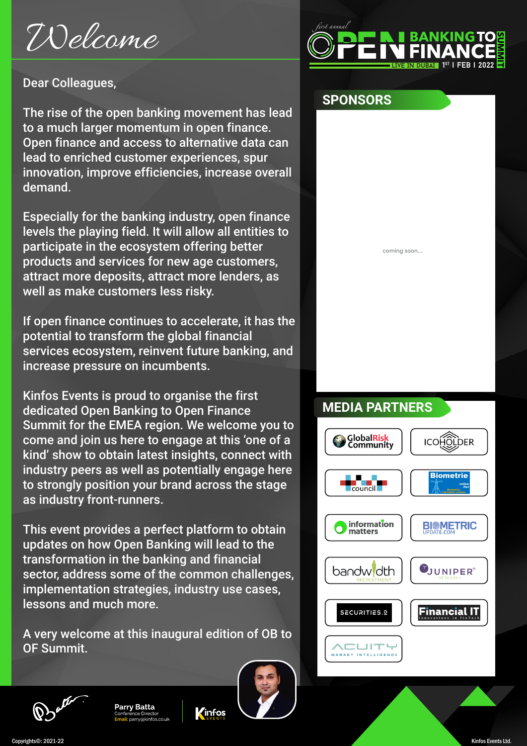# Welcome

Dear Colleagues,

The rise of the open banking movement has lead to a much larger momentum in open finance. Open finance and access to alternative data can lead to enriched customer experiences, spur innovation, improve efficiencies, increase overall demand.

Especially for the banking industry, open finance levels the playing field. It will allow all entities to participate in the ecosystem offering better products and services for new age customers, attract more deposits, attract more lenders, as well as make customers less risky.

If open finance continues to accelerate, it has the potential to transform the global financial services ecosystem, reinvent future banking, and increase pressure on incumbents.

Kinfos Events is proud to organise the first dedicated Open Banking to Open Finance Summit for the EMEA region. We welcome you to come and join us here to engage at this 'one of a kind' show to obtain latest insights, connect with industry peers as well as potentially engage here to strongly position your brand across the stage as industry front-runners.

This event provides a perfect platform to obtain updates on how Open Banking will lead to the transformation in the banking and financial sector, address some of the common challenges, implementation strategies, industry use cases, lessons and much more.

A very welcome at this inaugural edition of OB to OF Summit.

**Parry Batta**
Conference Director
Email: parry@kinfos.co.uk

Kinfos EVENTS

*first annual* OPEN BANKING TO FINANCE SUMMIT
LIVE IN DUBAI | 1ST | FEB | 2022

## SPONSORS

coming soon....

## MEDIA PARTNERS

- GlobalRisk Community
- ICOHOLDER
- council
- Biometrie-online.Net
- information matters
- BIOMETRIC UPDATE.COM
- bandwidth RECRUITMENT
- JUNIPER RESEARCH
- SECURITIES.io
- Financial IT Innovations in FinTech
- ACUITY MARKET INTELLIGENCE

Copyrights©: 2021-22

Kinfos Events Ltd.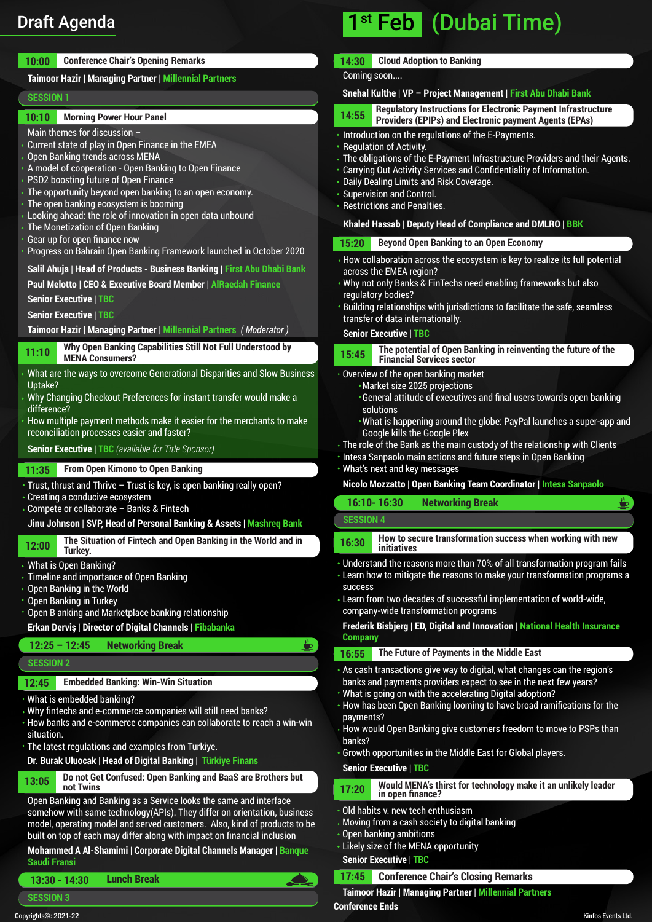# Draft Agenda

# 1[st] Feb (Dubai Time)

**10:00 Conference Chair's Opening Remarks**

**Taimoor Hazir | Managing Partner | Millennial Partners**

## SESSION 1

**10:10 Morning Power Hour Panel**

Main themes for discussion –

- Current state of play in Open Finance in the EMEA
- Open Banking trends across MENA
- A model of cooperation - Open Banking to Open Finance
- PSD2 boosting future of Open Finance
- The opportunity beyond open banking to an open economy.
- The open banking ecosystem is booming
- Looking ahead: the role of innovation in open data unbound
- The Monetization of Open Banking
- Gear up for open finance now
- Progress on Bahrain Open Banking Framework launched in October 2020

**Salil Ahuja | Head of Products - Business Banking | First Abu Dhabi Bank**

**Paul Melotto | CEO & Executive Board Member | AlRaedah Finance**

**Senior Executive | TBC**

**Senior Executive | TBC**

**Taimoor Hazir | Managing Partner | Millennial Partners** *( Moderator )*

**11:10 Why Open Banking Capabilities Still Not Full Understood by MENA Consumers?**

- What are the ways to overcome Generational Disparities and Slow Business Uptake?
- Why Changing Checkout Preferences for instant transfer would make a difference?
- How multiple payment methods make it easier for the merchants to make reconciliation processes easier and faster?

**Senior Executive | TBC** *(available for Title Sponsor)*

**11:35 From Open Kimono to Open Banking**

- Trust, thrust and Thrive – Trust is key, is open banking really open?
- Creating a conducive ecosystem
- Compete or collaborate – Banks & Fintech

**Jinu Johnson | SVP, Head of Personal Banking & Assets | Mashreq Bank**

**12:00 The Situation of Fintech and Open Banking in the World and in Turkey.**

- What is Open Banking?
- Timeline and importance of Open Banking
- Open Banking in the World
- Open Banking in Turkey
- Open B anking and Marketplace banking relationship

**Erkan Derviş | Director of Digital Channels | Fibabanka**

**12:25 – 12:45 Networking Break**

## SESSION 2

**12:45 Embedded Banking: Win-Win Situation**

- What is embedded banking?
- Why fintechs and e-commerce companies will still need banks?
- How banks and e-commerce companies can collaborate to reach a win-win situation.
- The latest regulations and examples from Turkiye.

**Dr. Burak Uluocak | Head of Digital Banking | Türkiye Finans**

**13:05 Do not Get Confused: Open Banking and BaaS are Brothers but not Twins**

Open Banking and Banking as a Service looks the same and interface somehow with same technology(APIs). They differ on orientation, business model, operating model and served customers. Also, kind of products to be built on top of each may differ along with impact on financial inclusion

**Mohammed A Al-Shamimi | Corporate Digital Channels Manager | Banque Saudi Fransi**

**13:30 - 14:30 Lunch Break**

## SESSION 3

**14:30 Cloud Adoption to Banking**

Coming soon....

**Snehal Kulthe | VP – Project Management | First Abu Dhabi Bank**

**14:55 Regulatory Instructions for Electronic Payment Infrastructure Providers (EPIPs) and Electronic payment Agents (EPAs)**

- Introduction on the regulations of the E-Payments.
- Regulation of Activity.
- The obligations of the E-Payment Infrastructure Providers and their Agents.
- Carrying Out Activity Services and Confidentiality of Information.
- Daily Dealing Limits and Risk Coverage.
- Supervision and Control.
- Restrictions and Penalties.

**Khaled Hassab | Deputy Head of Compliance and DMLRO | BBK**

**15:20 Beyond Open Banking to an Open Economy**

- How collaboration across the ecosystem is key to realize its full potential across the EMEA region?
- Why not only Banks & FinTechs need enabling frameworks but also regulatory bodies?
- Building relationships with jurisdictions to facilitate the safe, seamless transfer of data internationally.

**Senior Executive | TBC**

**15:45 The potential of Open Banking in reinventing the future of the Financial Services sector**

- Overview of the open banking market
  - Market size 2025 projections
  - General attitude of executives and final users towards open banking solutions
  - What is happening around the globe: PayPal launches a super-app and Google kills the Google Plex
- The role of the Bank as the main custody of the relationship with Clients
- Intesa Sanpaolo main actions and future steps in Open Banking
- What's next and key messages

**Nicolo Mozzatto | Open Banking Team Coordinator | Intesa Sanpaolo**

**16:10- 16:30 Networking Break**

## SESSION 4

**16:30 How to secure transformation success when working with new initiatives**

- Understand the reasons more than 70% of all transformation program fails
- Learn how to mitigate the reasons to make your transformation programs a success
- Learn from two decades of successful implementation of world-wide, company-wide transformation programs

**Frederik Bisbjerg | ED, Digital and Innovation | National Health Insurance Company**

**16:55 The Future of Payments in the Middle East**

- As cash transactions give way to digital, what changes can the region's banks and payments providers expect to see in the next few years?
- What is going on with the accelerating Digital adoption?
- How has been Open Banking looming to have broad ramifications for the payments?
- How would Open Banking give customers freedom to move to PSPs than banks?
- Growth opportunities in the Middle East for Global players.

**Senior Executive | TBC**

**17:20 Would MENA's thirst for technology make it an unlikely leader in open finance?**

- Old habits v. new tech enthusiasm
- Moving from a cash society to digital banking
- Open banking ambitions
- Likely size of the MENA opportunity

**Senior Executive | TBC**

**17:45 Conference Chair's Closing Remarks**

**Taimoor Hazir | Managing Partner | Millennial Partners**

**Conference Ends**

Copyrights©: 2021-22

Kinfos Events Ltd.